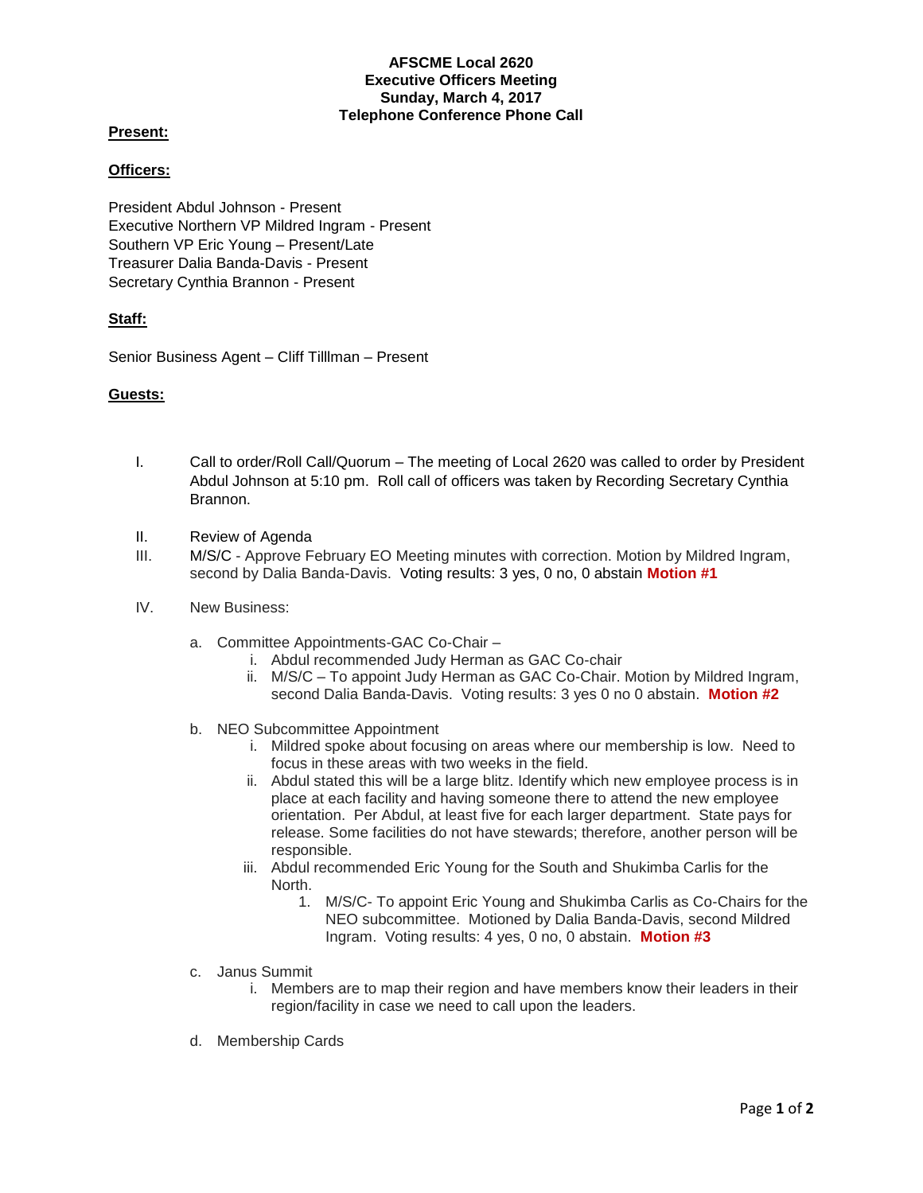**AFSCME Local 2620**
**Executive Officers Meeting**
**Sunday, March 4, 2017**
**Telephone Conference Phone Call**

**Present:**

**Officers:**

President Abdul Johnson - Present
Executive Northern VP Mildred Ingram - Present
Southern VP Eric Young – Present/Late
Treasurer Dalia Banda-Davis - Present
Secretary Cynthia Brannon - Present

**Staff:**

Senior Business Agent – Cliff Tilllman – Present

**Guests:**

I. Call to order/Roll Call/Quorum – The meeting of Local 2620 was called to order by President Abdul Johnson at 5:10 pm. Roll call of officers was taken by Recording Secretary Cynthia Brannon.

II. Review of Agenda

III. M/S/C - Approve February EO Meeting minutes with correction. Motion by Mildred Ingram, second by Dalia Banda-Davis. Voting results: 3 yes, 0 no, 0 abstain **Motion #1**

IV. New Business:

   a. Committee Appointments-GAC Co-Chair –
      i. Abdul recommended Judy Herman as GAC Co-chair
      ii. M/S/C – To appoint Judy Herman as GAC Co-Chair. Motion by Mildred Ingram, second Dalia Banda-Davis. Voting results: 3 yes 0 no 0 abstain. **Motion #2**

   b. NEO Subcommittee Appointment
      i. Mildred spoke about focusing on areas where our membership is low. Need to focus in these areas with two weeks in the field.
      ii. Abdul stated this will be a large blitz. Identify which new employee process is in place at each facility and having someone there to attend the new employee orientation. Per Abdul, at least five for each larger department. State pays for release. Some facilities do not have stewards; therefore, another person will be responsible.
      iii. Abdul recommended Eric Young for the South and Shukimba Carlis for the North.
         1. M/S/C- To appoint Eric Young and Shukimba Carlis as Co-Chairs for the NEO subcommittee. Motioned by Dalia Banda-Davis, second Mildred Ingram. Voting results: 4 yes, 0 no, 0 abstain. **Motion #3**

   c. Janus Summit
      i. Members are to map their region and have members know their leaders in their region/facility in case we need to call upon the leaders.

   d. Membership Cards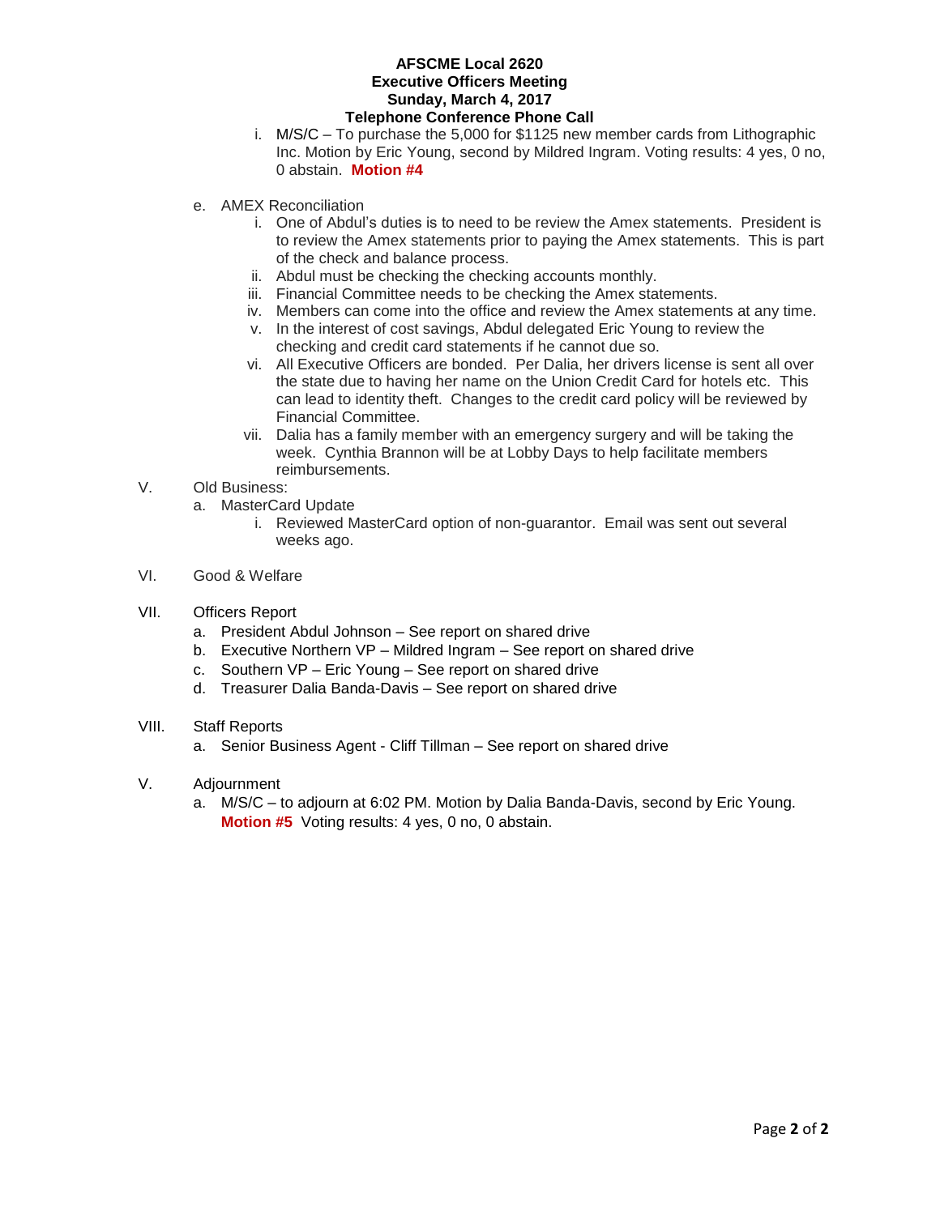**AFSCME Local 2620**
**Executive Officers Meeting**
**Sunday, March 4, 2017**
**Telephone Conference Phone Call**

- i. M/S/C – To purchase the 5,000 for $1125 new member cards from Lithographic Inc. Motion by Eric Young, second by Mildred Ingram. Voting results: 4 yes, 0 no, 0 abstain. **Motion #4**

e. AMEX Reconciliation

- i. One of Abdul's duties is to need to be review the Amex statements. President is to review the Amex statements prior to paying the Amex statements. This is part of the check and balance process.
- ii. Abdul must be checking the checking accounts monthly.
- iii. Financial Committee needs to be checking the Amex statements.
- iv. Members can come into the office and review the Amex statements at any time.
- v. In the interest of cost savings, Abdul delegated Eric Young to review the checking and credit card statements if he cannot due so.
- vi. All Executive Officers are bonded. Per Dalia, her drivers license is sent all over the state due to having her name on the Union Credit Card for hotels etc. This can lead to identity theft. Changes to the credit card policy will be reviewed by Financial Committee.
- vii. Dalia has a family member with an emergency surgery and will be taking the week. Cynthia Brannon will be at Lobby Days to help facilitate members reimbursements.

V. Old Business:

a. MasterCard Update

- i. Reviewed MasterCard option of non-guarantor. Email was sent out several weeks ago.

VI. Good & Welfare

VII. Officers Report

- a. President Abdul Johnson – See report on shared drive
- b. Executive Northern VP – Mildred Ingram – See report on shared drive
- c. Southern VP – Eric Young – See report on shared drive
- d. Treasurer Dalia Banda-Davis – See report on shared drive

VIII. Staff Reports

- a. Senior Business Agent - Cliff Tillman – See report on shared drive

V. Adjournment

- a. M/S/C – to adjourn at 6:02 PM. Motion by Dalia Banda-Davis, second by Eric Young. **Motion #5** Voting results: 4 yes, 0 no, 0 abstain.